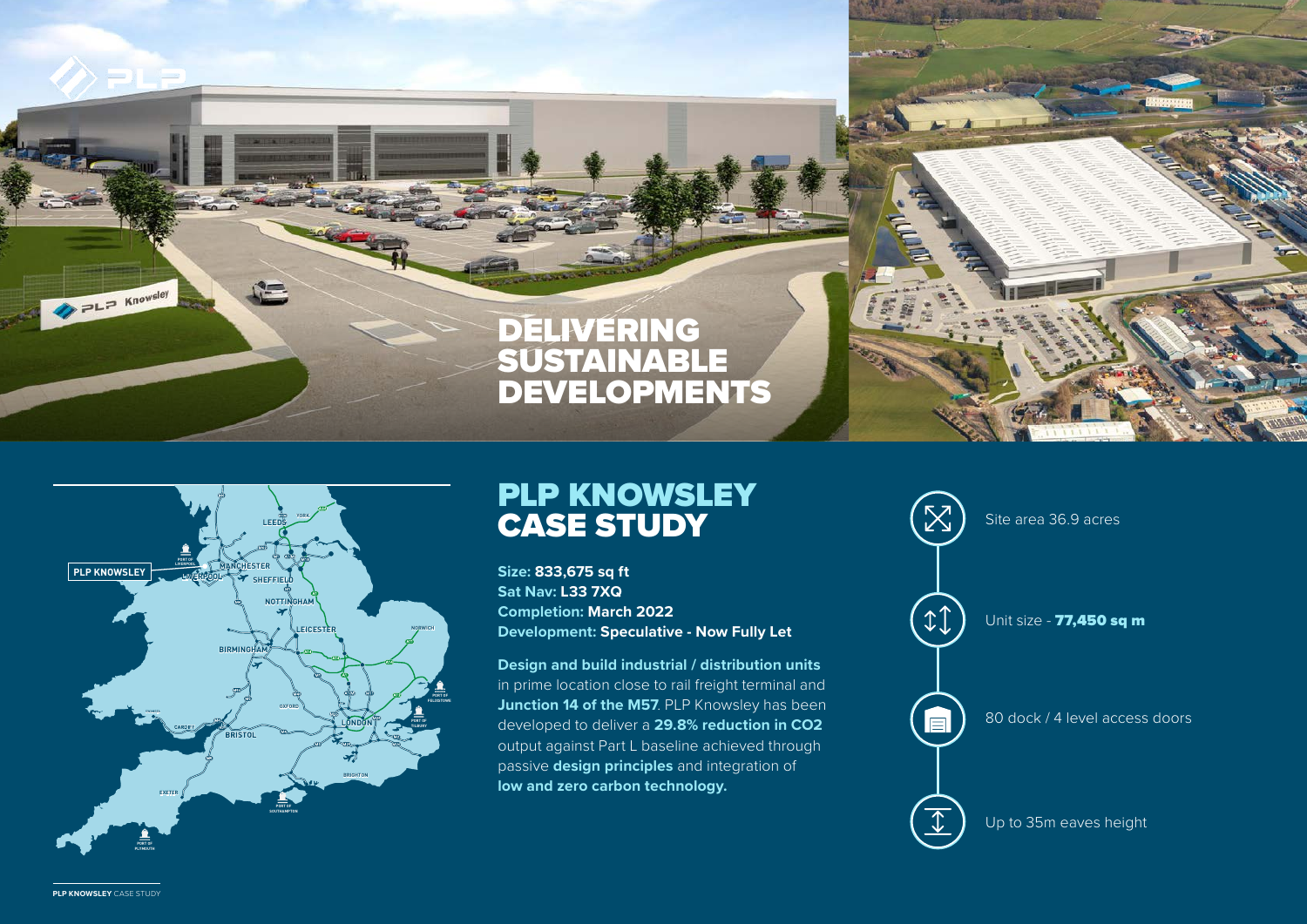# DELIVERING SUSTAINABLE DEVELOPMENTS

## PLP KNOWSLEY CASE STUDY

**Size:** **833,675 sq ft**
**Sat Nav:** **L33 7XQ**
**Completion:** **March 2022**
**Development:** **Speculative - Now Fully Let**

**Design and build industrial / distribution units** in prime location close to rail freight terminal and **Junction 14 of the M57**. PLP Knowsley has been developed to deliver a **29.8% reduction in CO2** output against Part L baseline achieved through passive **design principles** and integration of **low and zero carbon technology.**

- Site area 36.9 acres
- Unit size - **77,450 sq m**
- 80 dock / 4 level access doors
- Up to 35m eaves height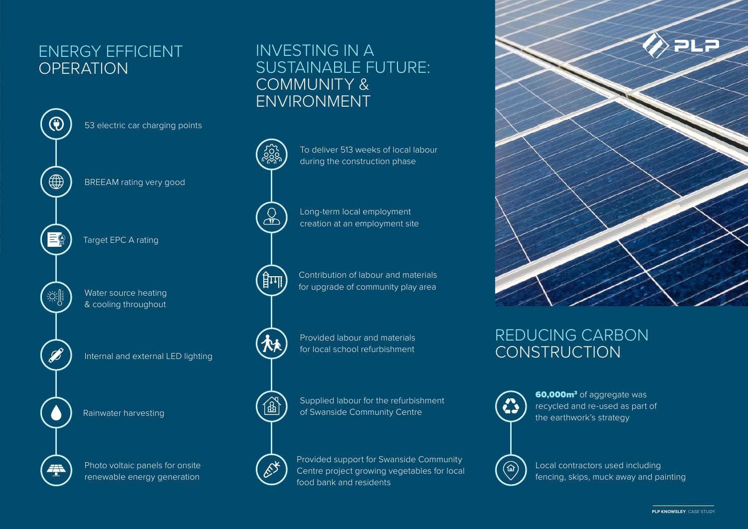## ENERGY EFFICIENT OPERATION

- 53 electric car charging points
- BREEAM rating very good
- Target EPC A rating
- Water source heating & cooling throughout
- Internal and external LED lighting
- Rainwater harvesting
- Photo voltaic panels for onsite renewable energy generation

## INVESTING IN A SUSTAINABLE FUTURE: COMMUNITY & ENVIRONMENT

- To deliver 513 weeks of local labour during the construction phase
- Long-term local employment creation at an employment site
- Contribution of labour and materials for upgrade of community play area
- Provided labour and materials for local school refurbishment
- Supplied labour for the refurbishment of Swanside Community Centre
- Provided support for Swanside Community Centre project growing vegetables for local food bank and residents

PLP

## REDUCING CARBON CONSTRUCTION

- **60,000m³** of aggregate was recycled and re-used as part of the earthwork's strategy
- Local contractors used including fencing, skips, muck away and painting